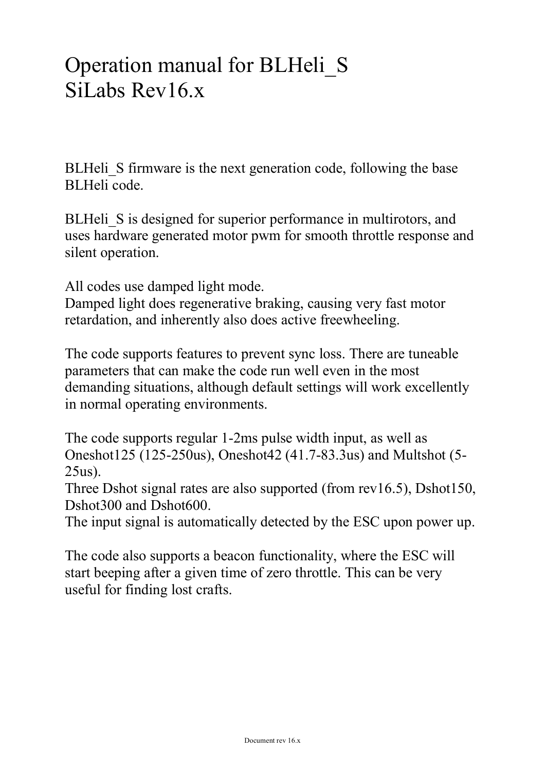# Operation manual for BLHeli_S SiLabs Rev16.x

BLHeli_S firmware is the next generation code, following the base BLHeli code.

BLHeli_S is designed for superior performance in multirotors, and uses hardware generated motor pwm for smooth throttle response and silent operation.

All codes use damped light mode.
Damped light does regenerative braking, causing very fast motor retardation, and inherently also does active freewheeling.

The code supports features to prevent sync loss. There are tuneable parameters that can make the code run well even in the most demanding situations, although default settings will work excellently in normal operating environments.

The code supports regular 1-2ms pulse width input, as well as Oneshot125 (125-250us), Oneshot42 (41.7-83.3us) and Multshot (5-25us).
Three Dshot signal rates are also supported (from rev16.5), Dshot150, Dshot300 and Dshot600.
The input signal is automatically detected by the ESC upon power up.

The code also supports a beacon functionality, where the ESC will start beeping after a given time of zero throttle. This can be very useful for finding lost crafts.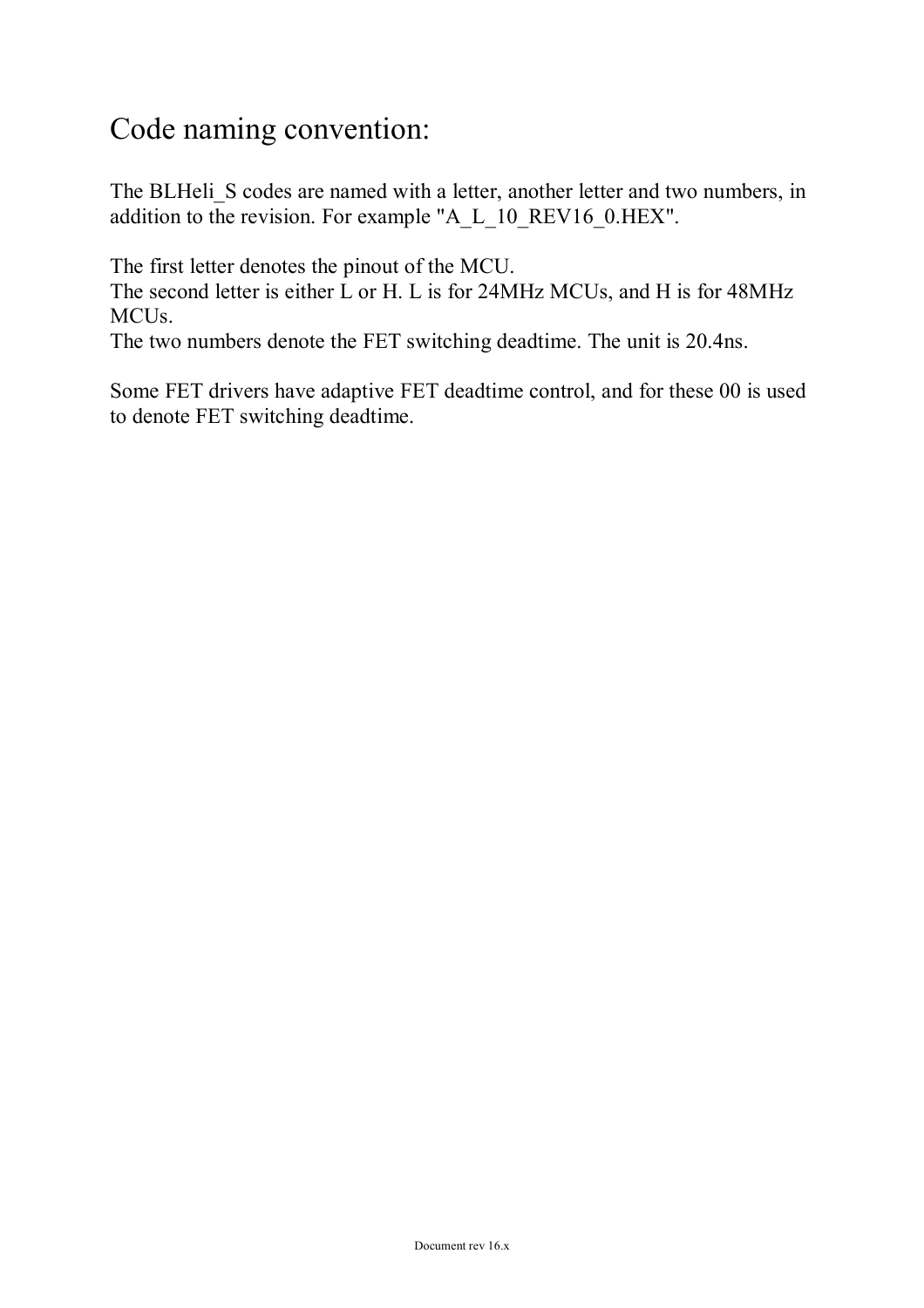# Code naming convention:

The BLHeli_S codes are named with a letter, another letter and two numbers, in addition to the revision. For example "A_L_10_REV16_0.HEX".

The first letter denotes the pinout of the MCU.
The second letter is either L or H. L is for 24MHz MCUs, and H is for 48MHz MCUs.
The two numbers denote the FET switching deadtime. The unit is 20.4ns.

Some FET drivers have adaptive FET deadtime control, and for these 00 is used to denote FET switching deadtime.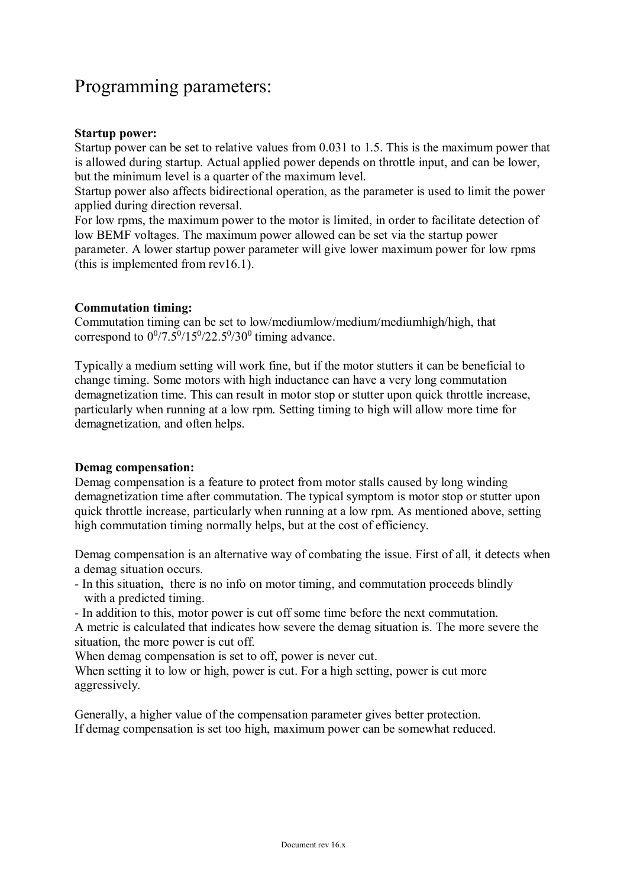# Programming parameters:

**Startup power:**
Startup power can be set to relative values from 0.031 to 1.5. This is the maximum power that is allowed during startup. Actual applied power depends on throttle input, and can be lower, but the minimum level is a quarter of the maximum level.
Startup power also affects bidirectional operation, as the parameter is used to limit the power applied during direction reversal.
For low rpms, the maximum power to the motor is limited, in order to facilitate detection of low BEMF voltages. The maximum power allowed can be set via the startup power parameter. A lower startup power parameter will give lower maximum power for low rpms (this is implemented from rev16.1).

**Commutation timing:**
Commutation timing can be set to low/mediumlow/medium/mediumhigh/high, that correspond to $0^0/7.5^0/15^0/22.5^0/30^0$ timing advance.

Typically a medium setting will work fine, but if the motor stutters it can be beneficial to change timing. Some motors with high inductance can have a very long commutation demagnetization time. This can result in motor stop or stutter upon quick throttle increase, particularly when running at a low rpm. Setting timing to high will allow more time for demagnetization, and often helps.

**Demag compensation:**
Demag compensation is a feature to protect from motor stalls caused by long winding demagnetization time after commutation. The typical symptom is motor stop or stutter upon quick throttle increase, particularly when running at a low rpm. As mentioned above, setting high commutation timing normally helps, but at the cost of efficiency.

Demag compensation is an alternative way of combating the issue. First of all, it detects when a demag situation occurs.

- In this situation, there is no info on motor timing, and commutation proceeds blindly with a predicted timing.
- In addition to this, motor power is cut off some time before the next commutation.

A metric is calculated that indicates how severe the demag situation is. The more severe the situation, the more power is cut off.
When demag compensation is set to off, power is never cut.
When setting it to low or high, power is cut. For a high setting, power is cut more aggressively.

Generally, a higher value of the compensation parameter gives better protection.
If demag compensation is set too high, maximum power can be somewhat reduced.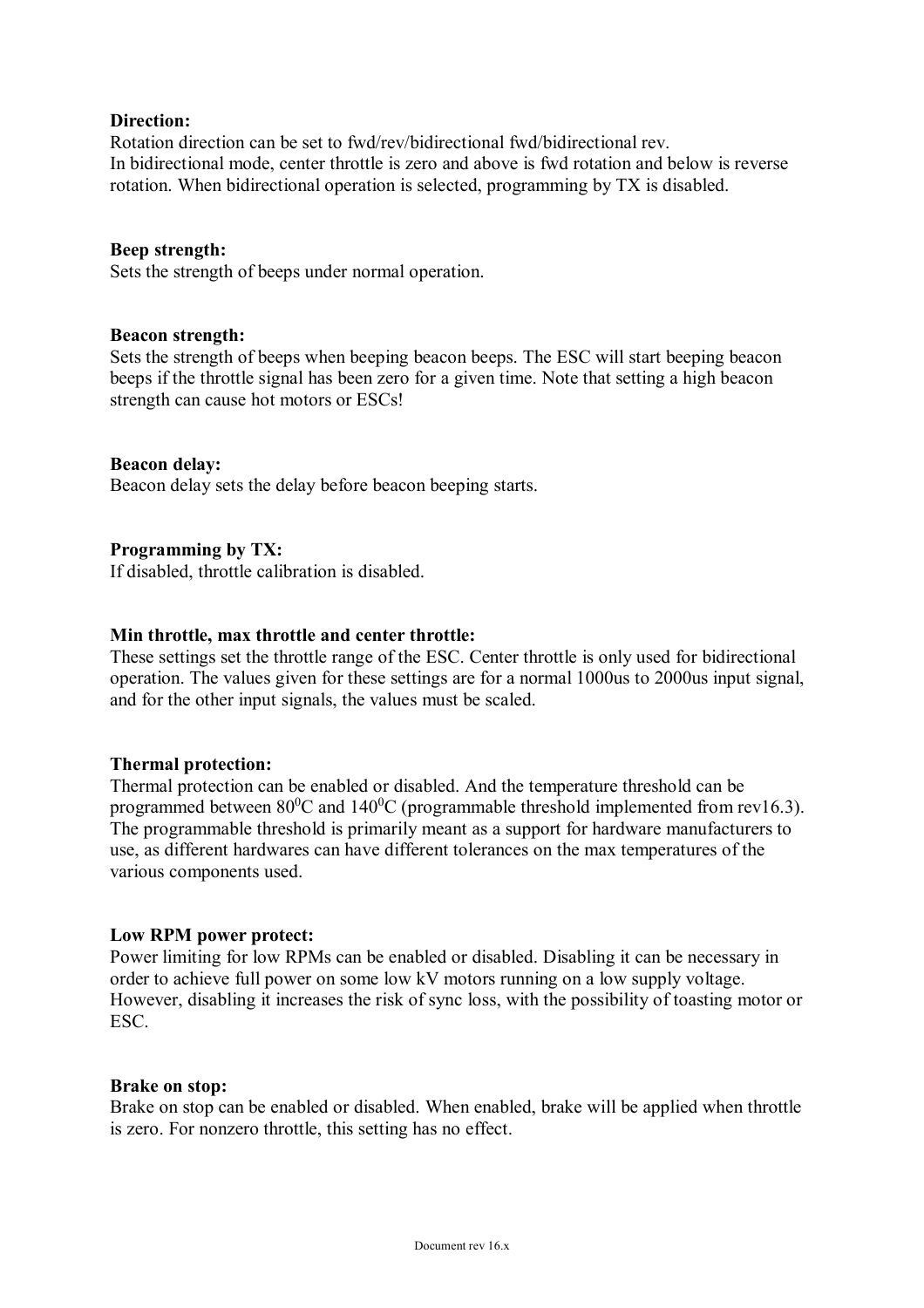**Direction:**
Rotation direction can be set to fwd/rev/bidirectional fwd/bidirectional rev.
In bidirectional mode, center throttle is zero and above is fwd rotation and below is reverse rotation. When bidirectional operation is selected, programming by TX is disabled.

**Beep strength:**
Sets the strength of beeps under normal operation.

**Beacon strength:**
Sets the strength of beeps when beeping beacon beeps. The ESC will start beeping beacon beeps if the throttle signal has been zero for a given time. Note that setting a high beacon strength can cause hot motors or ESCs!

**Beacon delay:**
Beacon delay sets the delay before beacon beeping starts.

**Programming by TX:**
If disabled, throttle calibration is disabled.

**Min throttle, max throttle and center throttle:**
These settings set the throttle range of the ESC. Center throttle is only used for bidirectional operation. The values given for these settings are for a normal 1000us to 2000us input signal, and for the other input signals, the values must be scaled.

**Thermal protection:**
Thermal protection can be enabled or disabled. And the temperature threshold can be programmed between $80^0$C and $140^0$C (programmable threshold implemented from rev16.3). The programmable threshold is primarily meant as a support for hardware manufacturers to use, as different hardwares can have different tolerances on the max temperatures of the various components used.

**Low RPM power protect:**
Power limiting for low RPMs can be enabled or disabled. Disabling it can be necessary in order to achieve full power on some low kV motors running on a low supply voltage. However, disabling it increases the risk of sync loss, with the possibility of toasting motor or ESC.

**Brake on stop:**
Brake on stop can be enabled or disabled. When enabled, brake will be applied when throttle is zero. For nonzero throttle, this setting has no effect.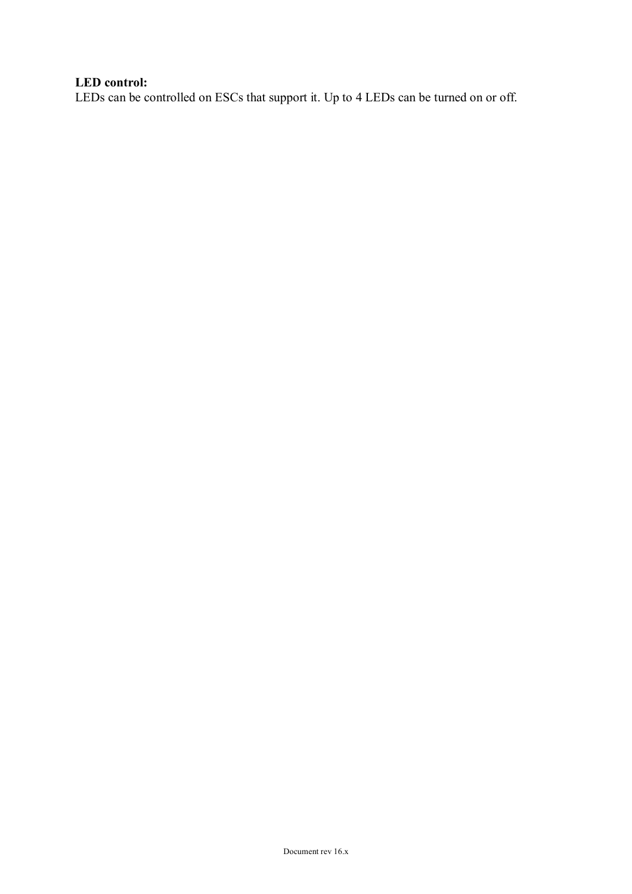**LED control:**
LEDs can be controlled on ESCs that support it. Up to 4 LEDs can be turned on or off.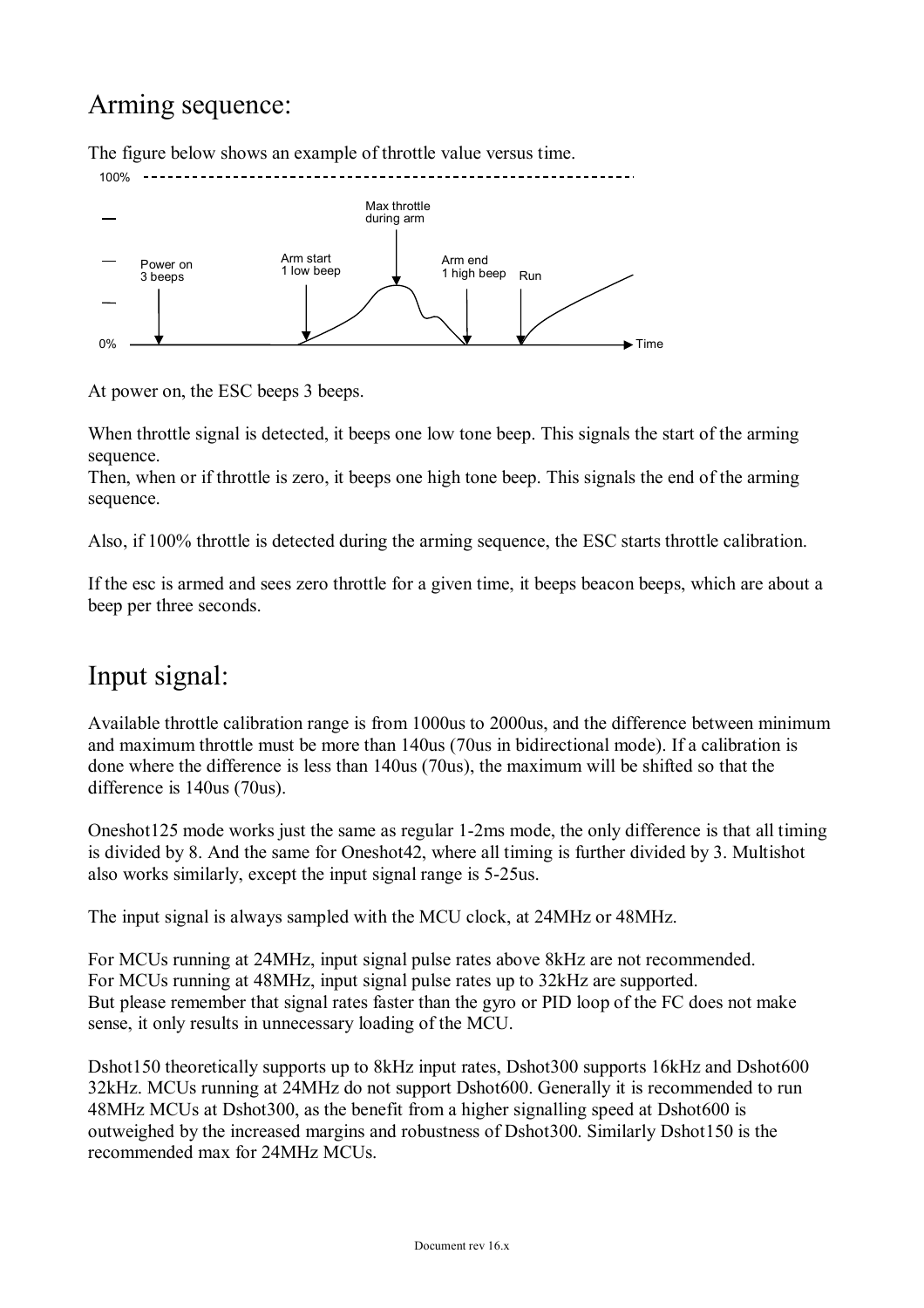# Arming sequence:

The figure below shows an example of throttle value versus time.

At power on, the ESC beeps 3 beeps.

When throttle signal is detected, it beeps one low tone beep. This signals the start of the arming sequence.
Then, when or if throttle is zero, it beeps one high tone beep. This signals the end of the arming sequence.

Also, if 100% throttle is detected during the arming sequence, the ESC starts throttle calibration.

If the esc is armed and sees zero throttle for a given time, it beeps beacon beeps, which are about a beep per three seconds.

# Input signal:

Available throttle calibration range is from 1000us to 2000us, and the difference between minimum and maximum throttle must be more than 140us (70us in bidirectional mode). If a calibration is done where the difference is less than 140us (70us), the maximum will be shifted so that the difference is 140us (70us).

Oneshot125 mode works just the same as regular 1-2ms mode, the only difference is that all timing is divided by 8. And the same for Oneshot42, where all timing is further divided by 3. Multishot also works similarly, except the input signal range is 5-25us.

The input signal is always sampled with the MCU clock, at 24MHz or 48MHz.

For MCUs running at 24MHz, input signal pulse rates above 8kHz are not recommended.
For MCUs running at 48MHz, input signal pulse rates up to 32kHz are supported.
But please remember that signal rates faster than the gyro or PID loop of the FC does not make sense, it only results in unnecessary loading of the MCU.

Dshot150 theoretically supports up to 8kHz input rates, Dshot300 supports 16kHz and Dshot600 32kHz. MCUs running at 24MHz do not support Dshot600. Generally it is recommended to run 48MHz MCUs at Dshot300, as the benefit from a higher signalling speed at Dshot600 is outweighed by the increased margins and robustness of Dshot300. Similarly Dshot150 is the recommended max for 24MHz MCUs.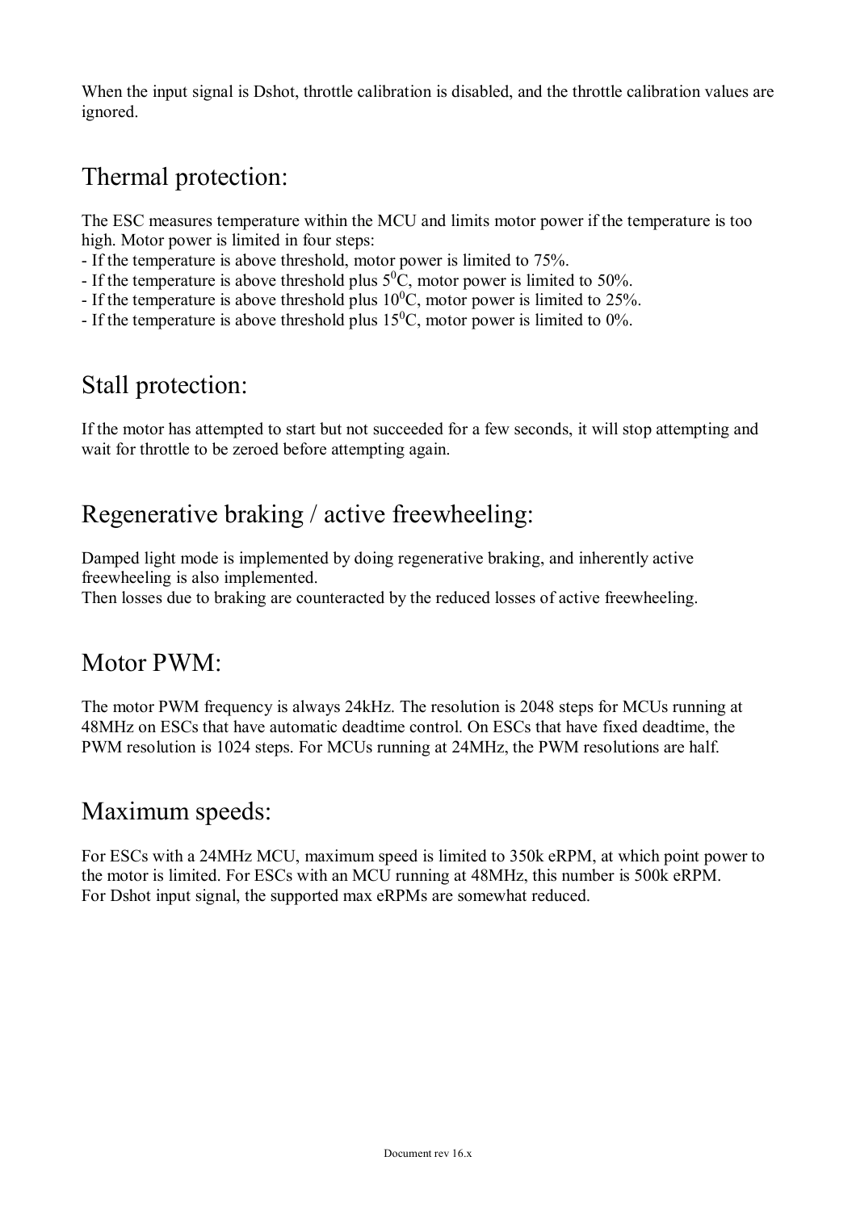When the input signal is Dshot, throttle calibration is disabled, and the throttle calibration values are ignored.

## Thermal protection:

The ESC measures temperature within the MCU and limits motor power if the temperature is too high. Motor power is limited in four steps:

- If the temperature is above threshold, motor power is limited to 75%.
- If the temperature is above threshold plus $5^0$C, motor power is limited to 50%.
- If the temperature is above threshold plus $10^0$C, motor power is limited to 25%.
- If the temperature is above threshold plus $15^0$C, motor power is limited to 0%.

## Stall protection:

If the motor has attempted to start but not succeeded for a few seconds, it will stop attempting and wait for throttle to be zeroed before attempting again.

## Regenerative braking / active freewheeling:

Damped light mode is implemented by doing regenerative braking, and inherently active freewheeling is also implemented.
Then losses due to braking are counteracted by the reduced losses of active freewheeling.

## Motor PWM:

The motor PWM frequency is always 24kHz. The resolution is 2048 steps for MCUs running at 48MHz on ESCs that have automatic deadtime control. On ESCs that have fixed deadtime, the PWM resolution is 1024 steps. For MCUs running at 24MHz, the PWM resolutions are half.

## Maximum speeds:

For ESCs with a 24MHz MCU, maximum speed is limited to 350k eRPM, at which point power to the motor is limited. For ESCs with an MCU running at 48MHz, this number is 500k eRPM.
For Dshot input signal, the supported max eRPMs are somewhat reduced.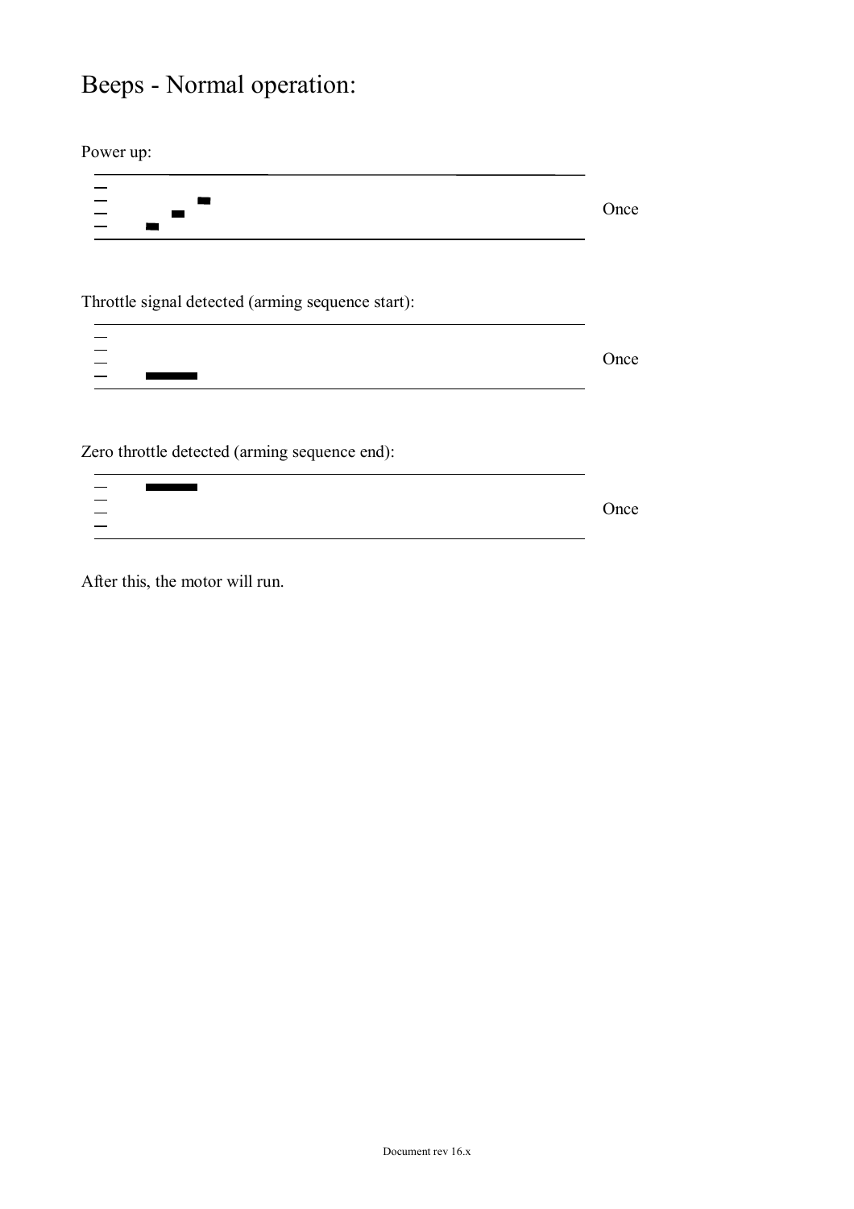# Beeps - Normal operation:

Power up:

Once

Throttle signal detected (arming sequence start):

Once

Zero throttle detected (arming sequence end):

Once

After this, the motor will run.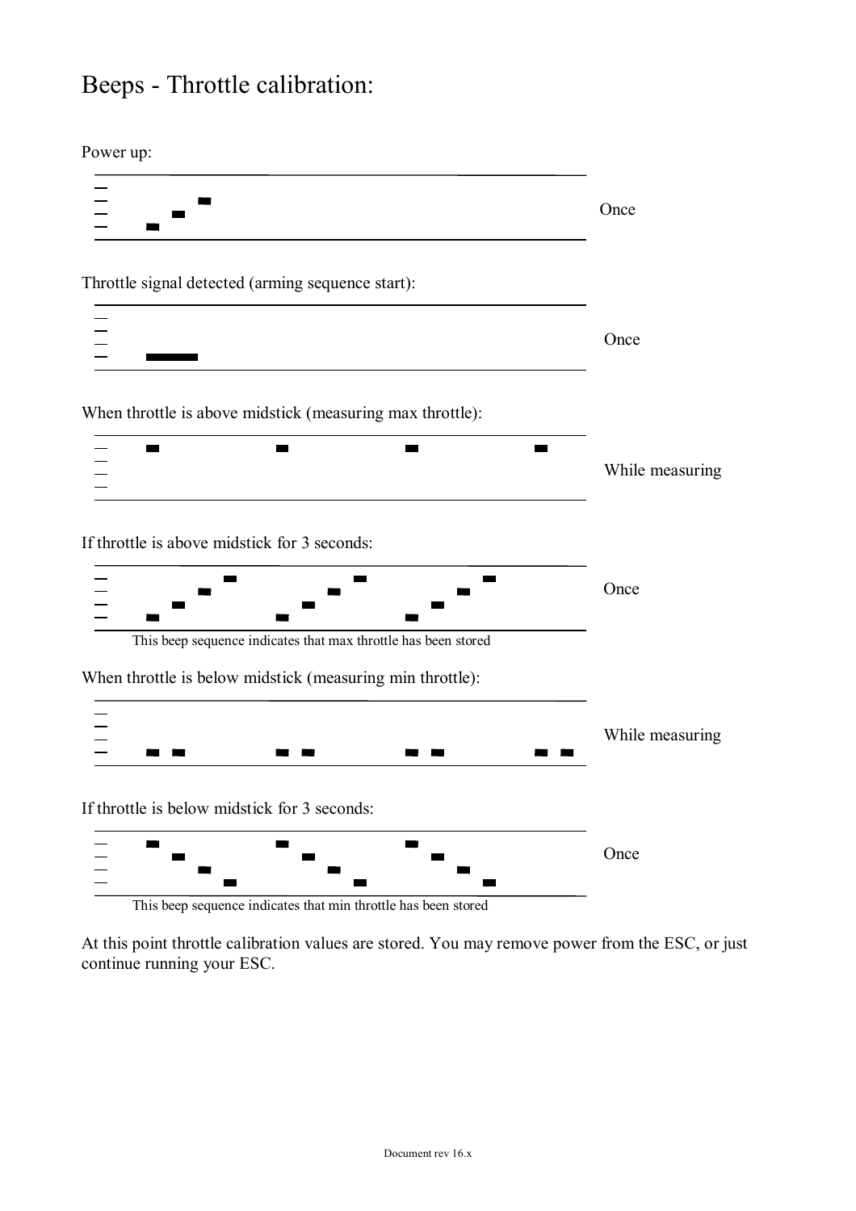# Beeps - Throttle calibration:

Power up:

Once

Throttle signal detected (arming sequence start):

Once

When throttle is above midstick (measuring max throttle):

While measuring

If throttle is above midstick for 3 seconds:

Once

This beep sequence indicates that max throttle has been stored

When throttle is below midstick (measuring min throttle):

While measuring

If throttle is below midstick for 3 seconds:

Once

This beep sequence indicates that min throttle has been stored

At this point throttle calibration values are stored. You may remove power from the ESC, or just continue running your ESC.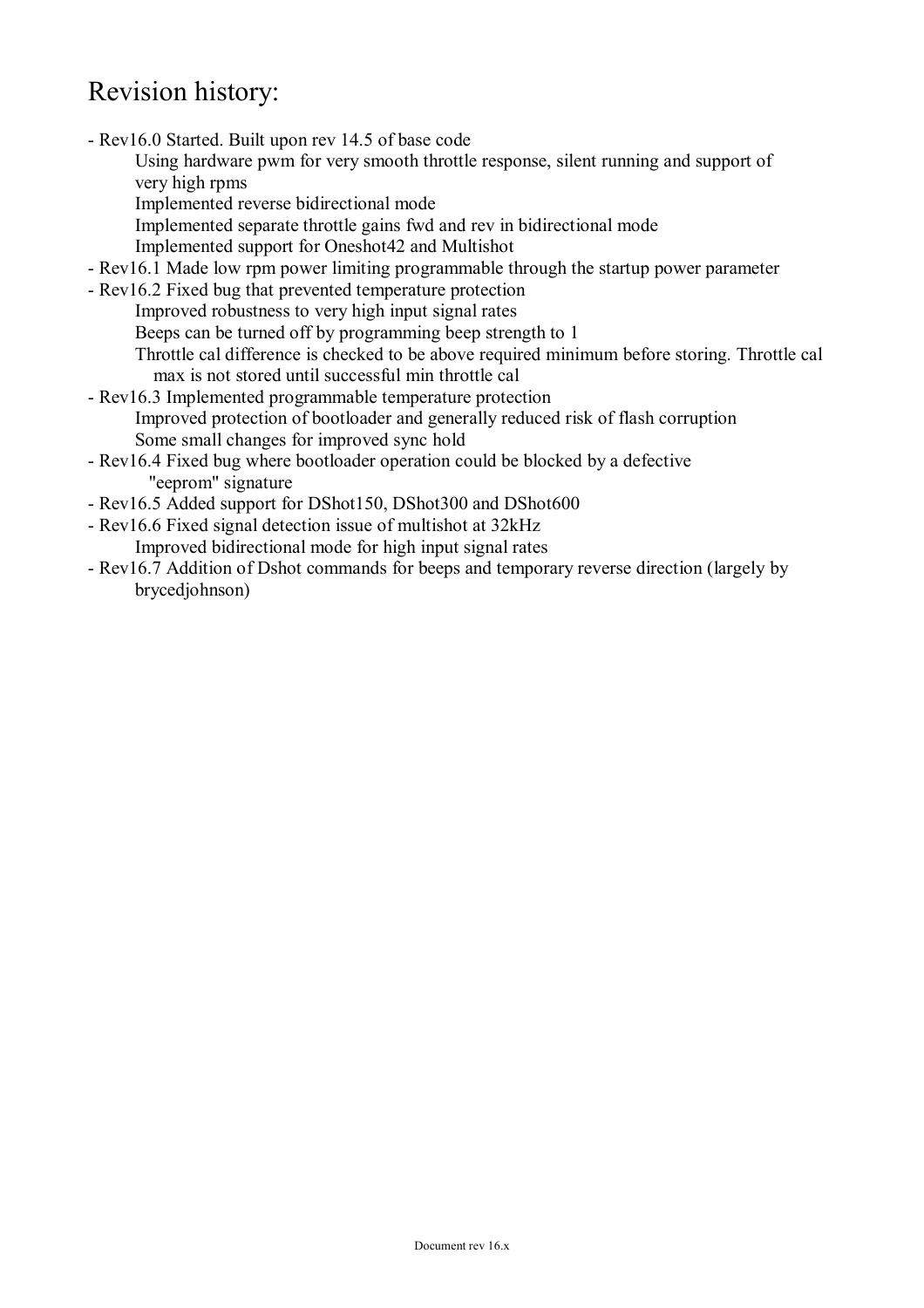# Revision history:

- Rev16.0 Started. Built upon rev 14.5 of base code
  - Using hardware pwm for very smooth throttle response, silent running and support of very high rpms
  - Implemented reverse bidirectional mode
  - Implemented separate throttle gains fwd and rev in bidirectional mode
  - Implemented support for Oneshot42 and Multishot
- Rev16.1 Made low rpm power limiting programmable through the startup power parameter
- Rev16.2 Fixed bug that prevented temperature protection
  - Improved robustness to very high input signal rates
  - Beeps can be turned off by programming beep strength to 1
  - Throttle cal difference is checked to be above required minimum before storing. Throttle cal max is not stored until successful min throttle cal
- Rev16.3 Implemented programmable temperature protection
  - Improved protection of bootloader and generally reduced risk of flash corruption
  - Some small changes for improved sync hold
- Rev16.4 Fixed bug where bootloader operation could be blocked by a defective "eeprom" signature
- Rev16.5 Added support for DShot150, DShot300 and DShot600
- Rev16.6 Fixed signal detection issue of multishot at 32kHz
  - Improved bidirectional mode for high input signal rates
- Rev16.7 Addition of Dshot commands for beeps and temporary reverse direction (largely by brycedjohnson)